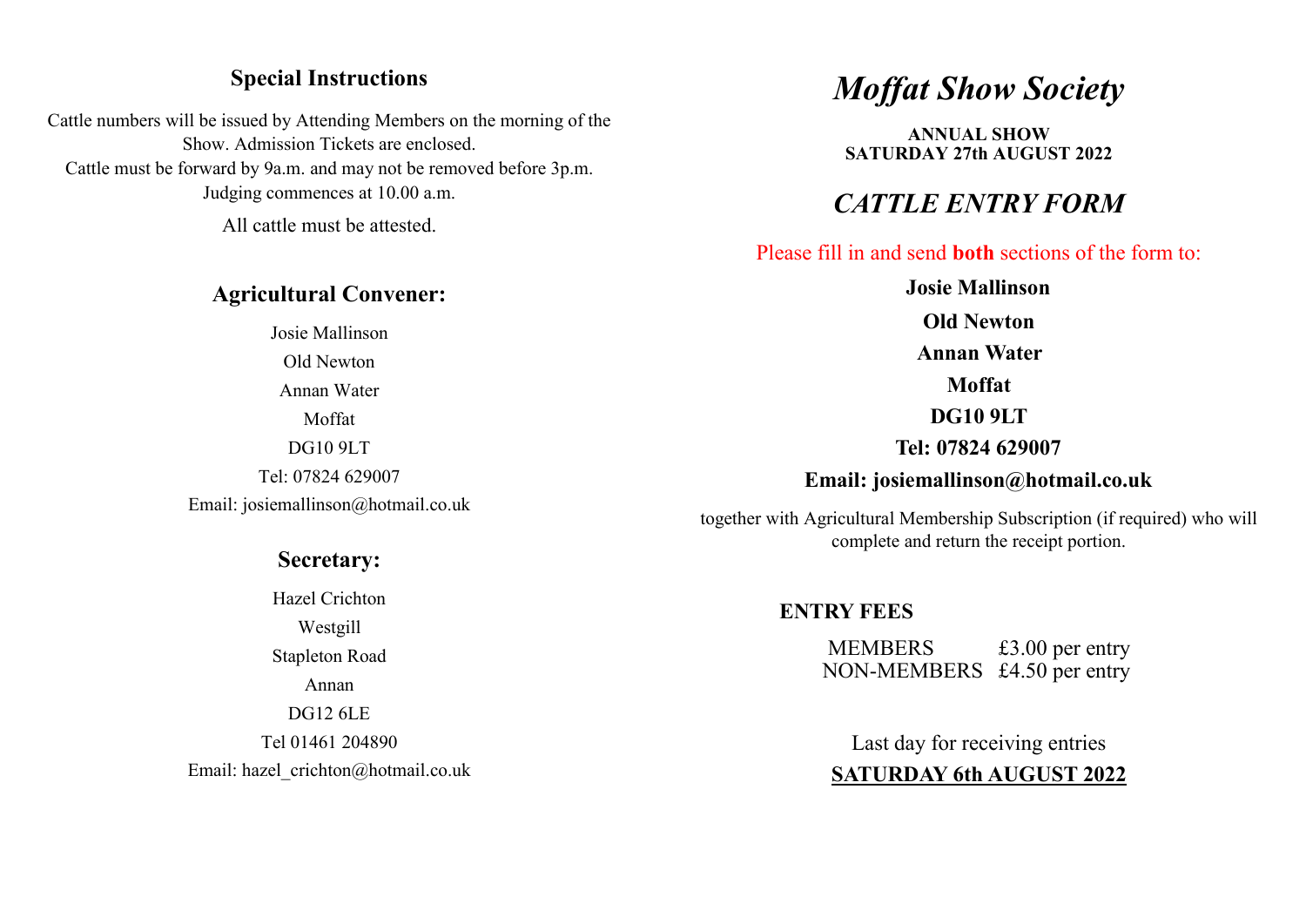## Special Instructions

Cattle numbers will be issued by Attending Members on the morning of the Show. Admission Tickets are enclosed.
Cattle must be forward by 9a.m. and may not be removed before 3p.m.
Judging commences at 10.00 a.m.

All cattle must be attested.

## Agricultural Convener:

Josie Mallinson
Old Newton
Annan Water
Moffat
DG10 9LT
Tel: 07824 629007
Email: josiemallinson@hotmail.co.uk

## Secretary:

Hazel Crichton
Westgill
Stapleton Road
Annan
DG12 6LE
Tel 01461 204890
Email: hazel_crichton@hotmail.co.uk

# *Moffat Show Society*

**ANNUAL SHOW**
**SATURDAY 27th AUGUST 2022**

## *CATTLE ENTRY FORM*

Please fill in and send **both** sections of the form to:

**Josie Mallinson**
**Old Newton**
**Annan Water**
**Moffat**
**DG10 9LT**
**Tel: 07824 629007**
**Email: josiemallinson@hotmail.co.uk**

together with Agricultural Membership Subscription (if required) who will complete and return the receipt portion.

**ENTRY FEES**

| | |
|---|---|
| MEMBERS | £3.00 per entry |
| NON-MEMBERS | £4.50 per entry |

Last day for receiving entries
**SATURDAY 6th AUGUST 2022**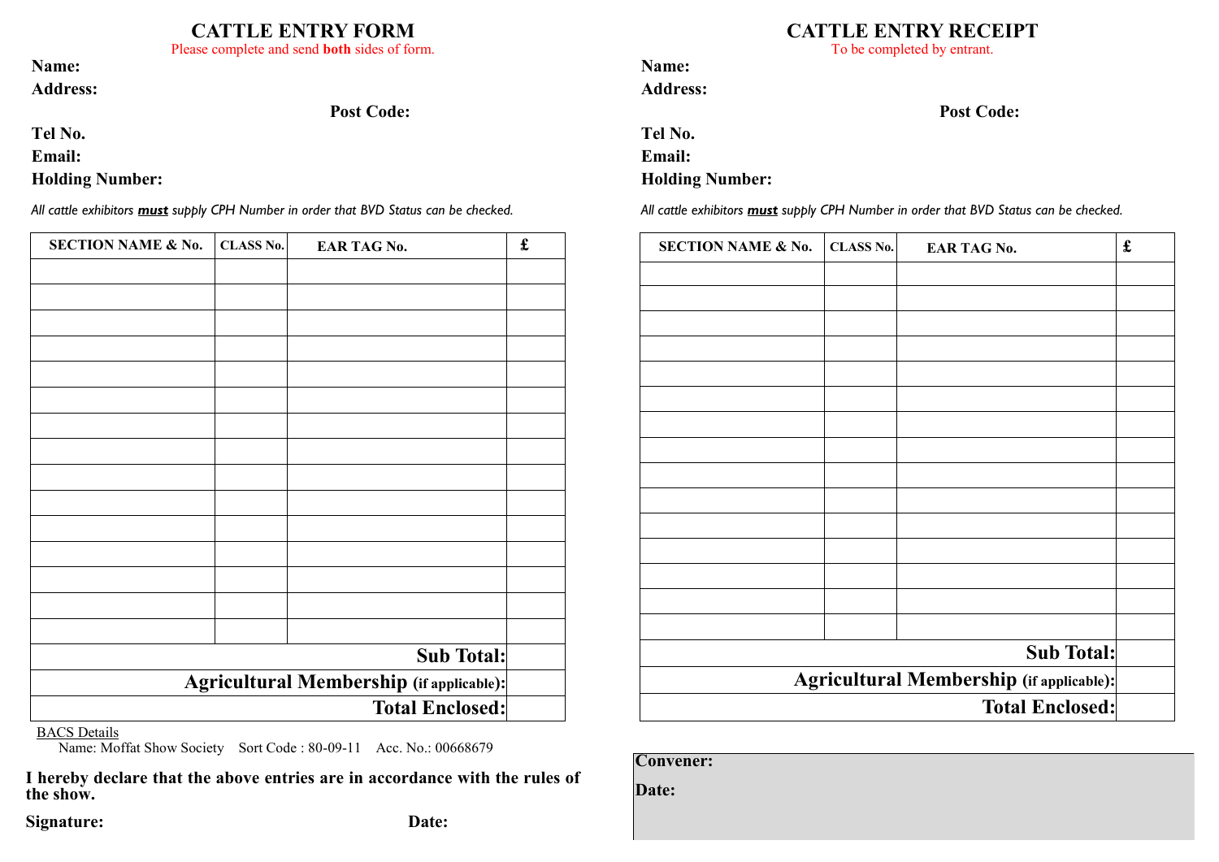# CATTLE ENTRY FORM

Please complete and send **both** sides of form.

**Name:**

**Address:**

**Post Code:**

**Tel No.**

**Email:**

**Holding Number:**

*All cattle exhibitors **must** supply CPH Number in order that BVD Status can be checked.*

| SECTION NAME & No. | CLASS No. | EAR TAG No. | £ |
|---|---|---|---|
| | | | |
| | | | |
| | | | |
| | | | |
| | | | |
| | | | |
| | | | |
| | | | |
| | | | |
| | | | |
| | | | |
| | | | |
| | | | |
| | | | |
| | | | |
| | | **Sub Total:** | |
| | | **Agricultural Membership (if applicable):** | |
| | | **Total Enclosed:** | |

BACS Details

Name: Moffat Show Society Sort Code : 80-09-11 Acc. No.: 00668679

**I hereby declare that the above entries are in accordance with the rules of the show.**

**Signature:** **Date:**

# CATTLE ENTRY RECEIPT

To be completed by entrant.

**Name:**

**Address:**

**Post Code:**

**Tel No.**

**Email:**

**Holding Number:**

*All cattle exhibitors **must** supply CPH Number in order that BVD Status can be checked.*

| SECTION NAME & No. | CLASS No. | EAR TAG No. | £ |
|---|---|---|---|
| | | | |
| | | | |
| | | | |
| | | | |
| | | | |
| | | | |
| | | | |
| | | | |
| | | | |
| | | | |
| | | | |
| | | | |
| | | | |
| | | | |
| | | | |
| | | **Sub Total:** | |
| | | **Agricultural Membership (if applicable):** | |
| | | **Total Enclosed:** | |

**Convener:**

**Date:**